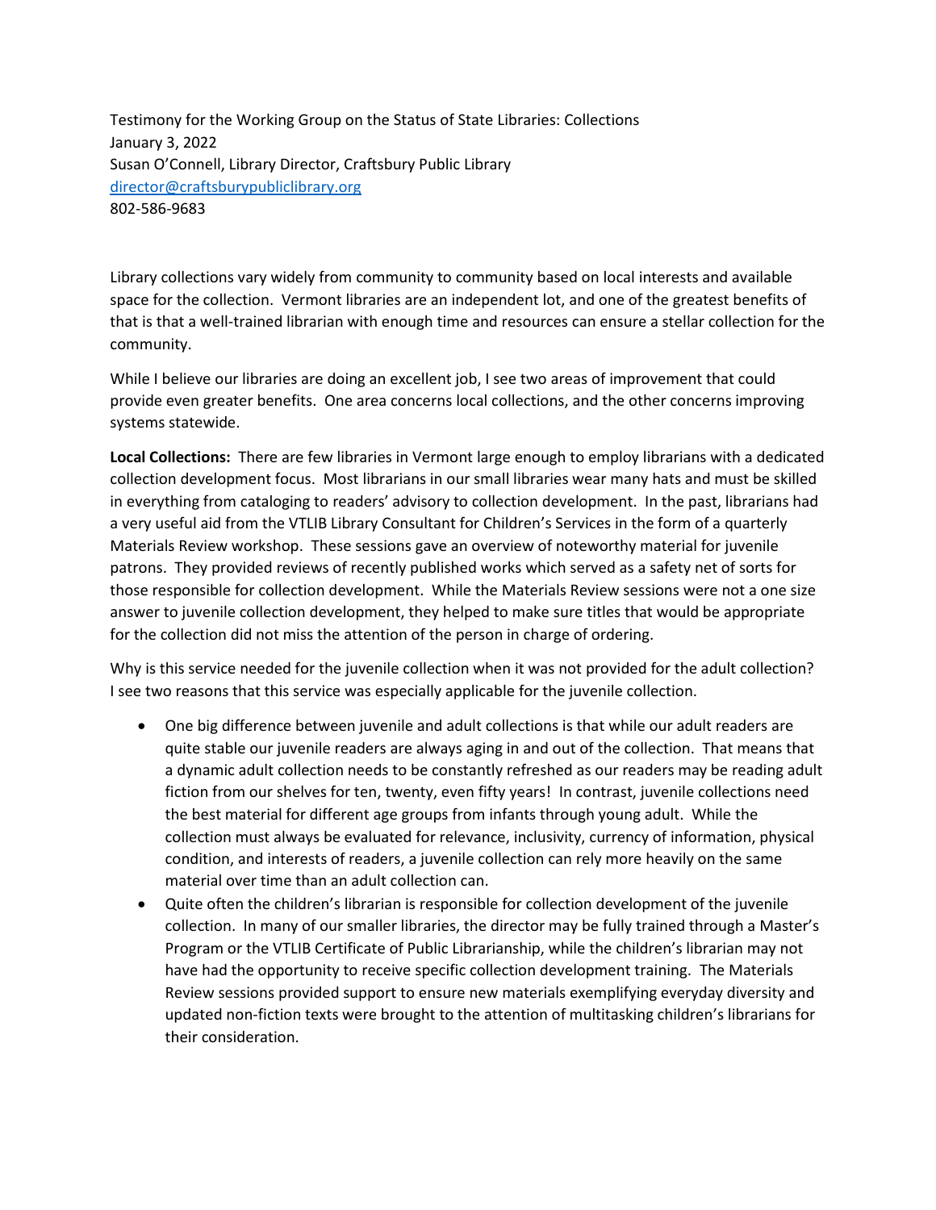Testimony for the Working Group on the Status of State Libraries: Collections
January 3, 2022
Susan O'Connell, Library Director, Craftsbury Public Library
[director@craftsburypubliclibrary.org](mailto:director@craftsburypubliclibrary.org)
802-586-9683

Library collections vary widely from community to community based on local interests and available space for the collection. Vermont libraries are an independent lot, and one of the greatest benefits of that is that a well-trained librarian with enough time and resources can ensure a stellar collection for the community.

While I believe our libraries are doing an excellent job, I see two areas of improvement that could provide even greater benefits. One area concerns local collections, and the other concerns improving systems statewide.

**Local Collections:** There are few libraries in Vermont large enough to employ librarians with a dedicated collection development focus. Most librarians in our small libraries wear many hats and must be skilled in everything from cataloging to readers' advisory to collection development. In the past, librarians had a very useful aid from the VTLIB Library Consultant for Children's Services in the form of a quarterly Materials Review workshop. These sessions gave an overview of noteworthy material for juvenile patrons. They provided reviews of recently published works which served as a safety net of sorts for those responsible for collection development. While the Materials Review sessions were not a one size answer to juvenile collection development, they helped to make sure titles that would be appropriate for the collection did not miss the attention of the person in charge of ordering.

Why is this service needed for the juvenile collection when it was not provided for the adult collection? I see two reasons that this service was especially applicable for the juvenile collection.

- One big difference between juvenile and adult collections is that while our adult readers are quite stable our juvenile readers are always aging in and out of the collection. That means that a dynamic adult collection needs to be constantly refreshed as our readers may be reading adult fiction from our shelves for ten, twenty, even fifty years! In contrast, juvenile collections need the best material for different age groups from infants through young adult. While the collection must always be evaluated for relevance, inclusivity, currency of information, physical condition, and interests of readers, a juvenile collection can rely more heavily on the same material over time than an adult collection can.
- Quite often the children's librarian is responsible for collection development of the juvenile collection. In many of our smaller libraries, the director may be fully trained through a Master's Program or the VTLIB Certificate of Public Librarianship, while the children's librarian may not have had the opportunity to receive specific collection development training. The Materials Review sessions provided support to ensure new materials exemplifying everyday diversity and updated non-fiction texts were brought to the attention of multitasking children's librarians for their consideration.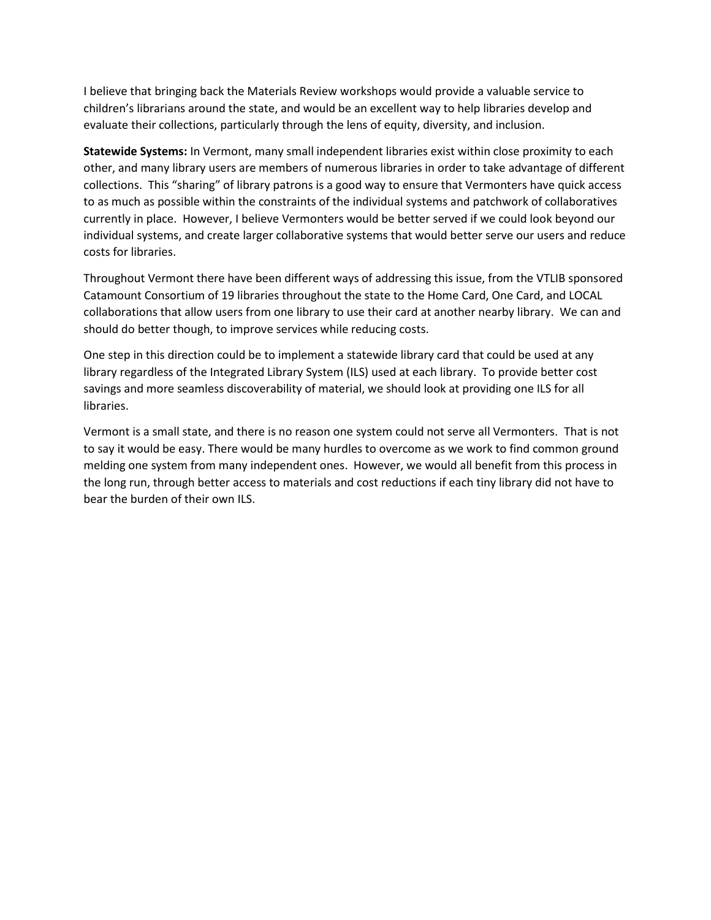I believe that bringing back the Materials Review workshops would provide a valuable service to children's librarians around the state, and would be an excellent way to help libraries develop and evaluate their collections, particularly through the lens of equity, diversity, and inclusion.

**Statewide Systems:** In Vermont, many small independent libraries exist within close proximity to each other, and many library users are members of numerous libraries in order to take advantage of different collections. This "sharing" of library patrons is a good way to ensure that Vermonters have quick access to as much as possible within the constraints of the individual systems and patchwork of collaboratives currently in place. However, I believe Vermonters would be better served if we could look beyond our individual systems, and create larger collaborative systems that would better serve our users and reduce costs for libraries.

Throughout Vermont there have been different ways of addressing this issue, from the VTLIB sponsored Catamount Consortium of 19 libraries throughout the state to the Home Card, One Card, and LOCAL collaborations that allow users from one library to use their card at another nearby library. We can and should do better though, to improve services while reducing costs.

One step in this direction could be to implement a statewide library card that could be used at any library regardless of the Integrated Library System (ILS) used at each library. To provide better cost savings and more seamless discoverability of material, we should look at providing one ILS for all libraries.

Vermont is a small state, and there is no reason one system could not serve all Vermonters. That is not to say it would be easy. There would be many hurdles to overcome as we work to find common ground melding one system from many independent ones. However, we would all benefit from this process in the long run, through better access to materials and cost reductions if each tiny library did not have to bear the burden of their own ILS.